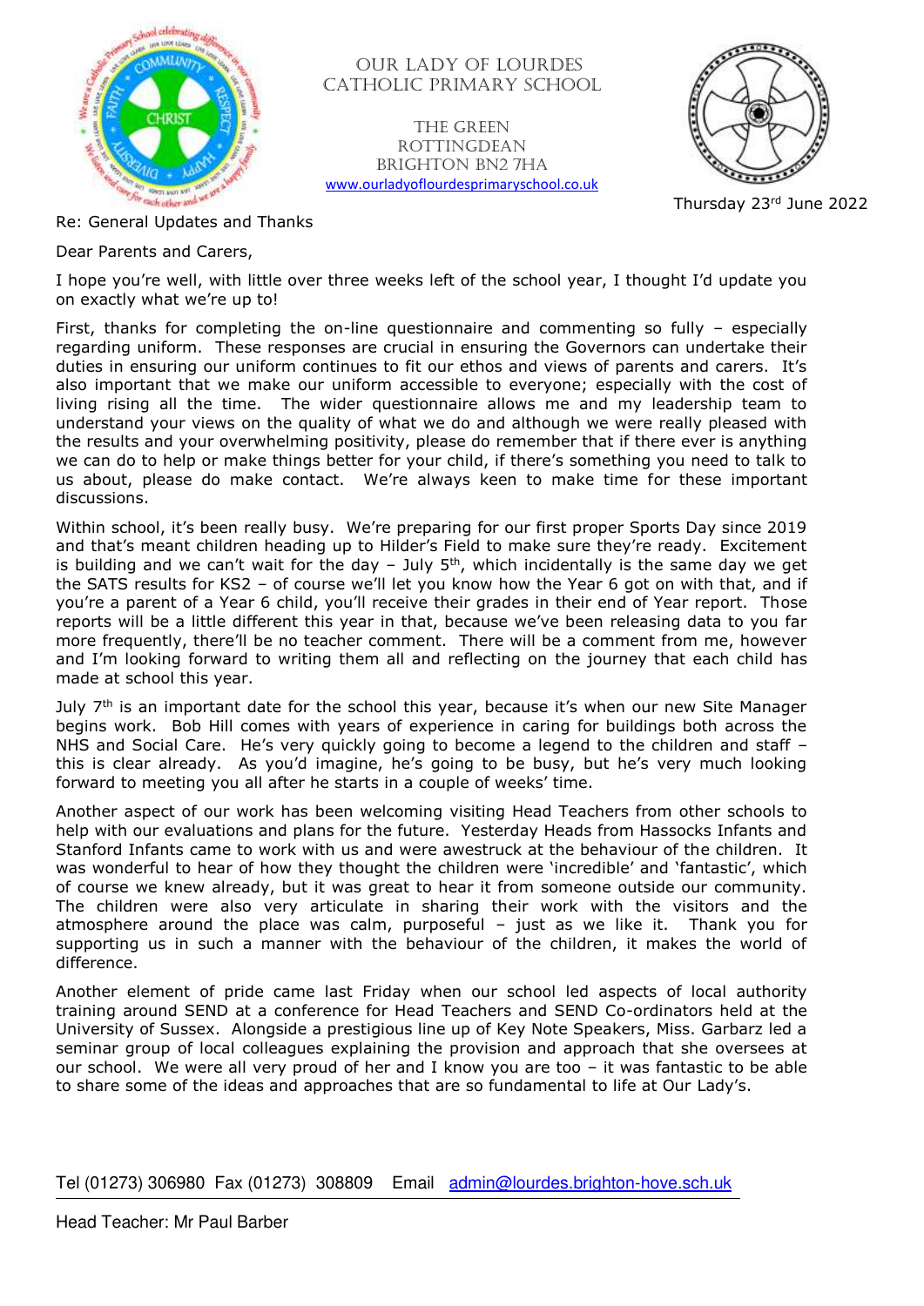# OUR LADY OF LOURDES CATHOLIC PRIMARY SCHOOL

THE GREEN
ROTTINGDEAN
BRIGHTON BN2 7HA
www.ourladyoflourdesprimaryschool.co.uk

Thursday 23rd June 2022

Re: General Updates and Thanks

Dear Parents and Carers,

I hope you're well, with little over three weeks left of the school year, I thought I'd update you on exactly what we're up to!

First, thanks for completing the on-line questionnaire and commenting so fully – especially regarding uniform. These responses are crucial in ensuring the Governors can undertake their duties in ensuring our uniform continues to fit our ethos and views of parents and carers. It's also important that we make our uniform accessible to everyone; especially with the cost of living rising all the time. The wider questionnaire allows me and my leadership team to understand your views on the quality of what we do and although we were really pleased with the results and your overwhelming positivity, please do remember that if there ever is anything we can do to help or make things better for your child, if there's something you need to talk to us about, please do make contact. We're always keen to make time for these important discussions.

Within school, it's been really busy. We're preparing for our first proper Sports Day since 2019 and that's meant children heading up to Hilder's Field to make sure they're ready. Excitement is building and we can't wait for the day – July 5th, which incidentally is the same day we get the SATS results for KS2 – of course we'll let you know how the Year 6 got on with that, and if you're a parent of a Year 6 child, you'll receive their grades in their end of Year report. Those reports will be a little different this year in that, because we've been releasing data to you far more frequently, there'll be no teacher comment. There will be a comment from me, however and I'm looking forward to writing them all and reflecting on the journey that each child has made at school this year.

July 7th is an important date for the school this year, because it's when our new Site Manager begins work. Bob Hill comes with years of experience in caring for buildings both across the NHS and Social Care. He's very quickly going to become a legend to the children and staff – this is clear already. As you'd imagine, he's going to be busy, but he's very much looking forward to meeting you all after he starts in a couple of weeks' time.

Another aspect of our work has been welcoming visiting Head Teachers from other schools to help with our evaluations and plans for the future. Yesterday Heads from Hassocks Infants and Stanford Infants came to work with us and were awestruck at the behaviour of the children. It was wonderful to hear of how they thought the children were 'incredible' and 'fantastic', which of course we knew already, but it was great to hear it from someone outside our community. The children were also very articulate in sharing their work with the visitors and the atmosphere around the place was calm, purposeful – just as we like it. Thank you for supporting us in such a manner with the behaviour of the children, it makes the world of difference.

Another element of pride came last Friday when our school led aspects of local authority training around SEND at a conference for Head Teachers and SEND Co-ordinators held at the University of Sussex. Alongside a prestigious line up of Key Note Speakers, Miss. Garbarz led a seminar group of local colleagues explaining the provision and approach that she oversees at our school. We were all very proud of her and I know you are too – it was fantastic to be able to share some of the ideas and approaches that are so fundamental to life at Our Lady's.

Tel (01273) 306980 Fax (01273) 308809 Email admin@lourdes.brighton-hove.sch.uk

Head Teacher: Mr Paul Barber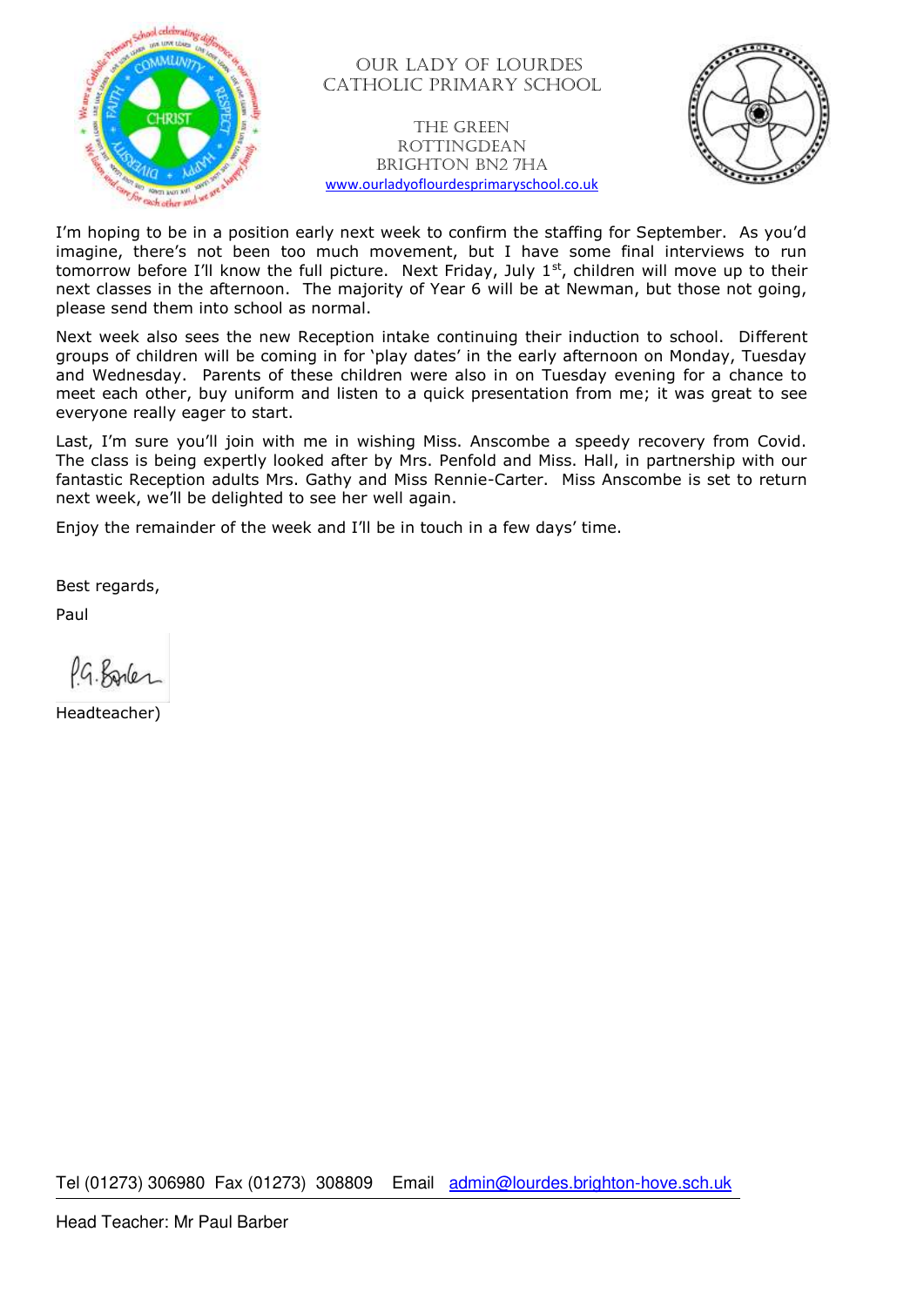OUR LADY OF LOURDES
CATHOLIC PRIMARY SCHOOL

THE GREEN
ROTTINGDEAN
BRIGHTON BN2 7HA
www.ourladyoflourdesprimaryschool.co.uk

I'm hoping to be in a position early next week to confirm the staffing for September. As you'd imagine, there's not been too much movement, but I have some final interviews to run tomorrow before I'll know the full picture. Next Friday, July 1st, children will move up to their next classes in the afternoon. The majority of Year 6 will be at Newman, but those not going, please send them into school as normal.

Next week also sees the new Reception intake continuing their induction to school. Different groups of children will be coming in for 'play dates' in the early afternoon on Monday, Tuesday and Wednesday. Parents of these children were also in on Tuesday evening for a chance to meet each other, buy uniform and listen to a quick presentation from me; it was great to see everyone really eager to start.

Last, I'm sure you'll join with me in wishing Miss. Anscombe a speedy recovery from Covid. The class is being expertly looked after by Mrs. Penfold and Miss. Hall, in partnership with our fantastic Reception adults Mrs. Gathy and Miss Rennie-Carter. Miss Anscombe is set to return next week, we'll be delighted to see her well again.

Enjoy the remainder of the week and I'll be in touch in a few days' time.

Best regards,

Paul

P.G. Barber

Headteacher)

Tel (01273) 306980 Fax (01273) 308809 Email admin@lourdes.brighton-hove.sch.uk

Head Teacher: Mr Paul Barber